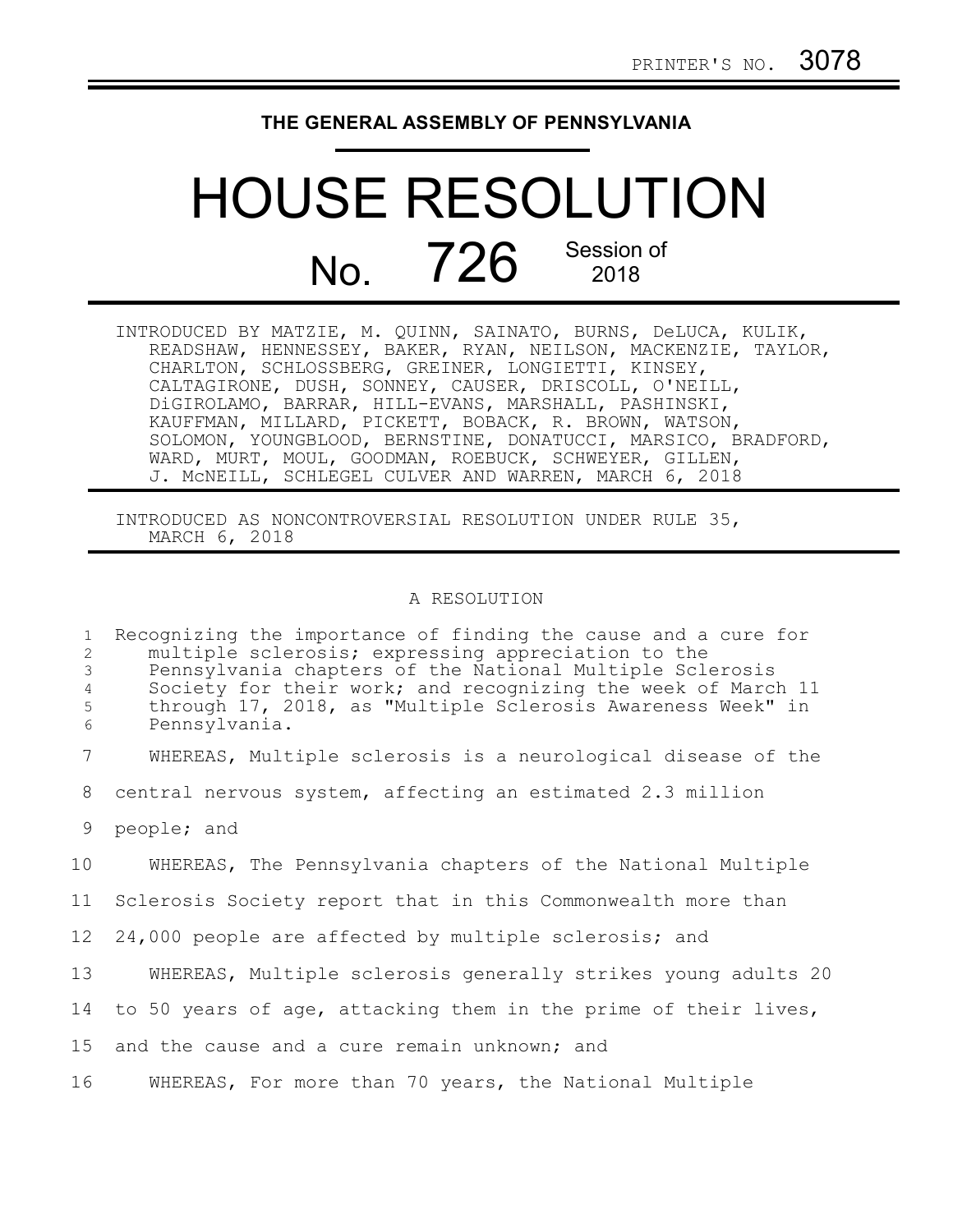PRINTER'S NO. 3078

**THE GENERAL ASSEMBLY OF PENNSYLVANIA**

# HOUSE RESOLUTION

## No. 726 Session of 2018

INTRODUCED BY MATZIE, M. QUINN, SAINATO, BURNS, DeLUCA, KULIK, READSHAW, HENNESSEY, BAKER, RYAN, NEILSON, MACKENZIE, TAYLOR, CHARLTON, SCHLOSSBERG, GREINER, LONGIETTI, KINSEY, CALTAGIRONE, DUSH, SONNEY, CAUSER, DRISCOLL, O'NEILL, DiGIROLAMO, BARRAR, HILL-EVANS, MARSHALL, PASHINSKI, KAUFFMAN, MILLARD, PICKETT, BOBACK, R. BROWN, WATSON, SOLOMON, YOUNGBLOOD, BERNSTINE, DONATUCCI, MARSICO, BRADFORD, WARD, MURT, MOUL, GOODMAN, ROEBUCK, SCHWEYER, GILLEN, J. McNEILL, SCHLEGEL CULVER AND WARREN, MARCH 6, 2018

INTRODUCED AS NONCONTROVERSIAL RESOLUTION UNDER RULE 35, MARCH 6, 2018

A RESOLUTION

1 Recognizing the importance of finding the cause and a cure for
2 multiple sclerosis; expressing appreciation to the
3 Pennsylvania chapters of the National Multiple Sclerosis
4 Society for their work; and recognizing the week of March 11
5 through 17, 2018, as "Multiple Sclerosis Awareness Week" in
6 Pennsylvania.

7 WHEREAS, Multiple sclerosis is a neurological disease of the
8 central nervous system, affecting an estimated 2.3 million
9 people; and

10 WHEREAS, The Pennsylvania chapters of the National Multiple
11 Sclerosis Society report that in this Commonwealth more than
12 24,000 people are affected by multiple sclerosis; and

13 WHEREAS, Multiple sclerosis generally strikes young adults 20
14 to 50 years of age, attacking them in the prime of their lives,
15 and the cause and a cure remain unknown; and

16 WHEREAS, For more than 70 years, the National Multiple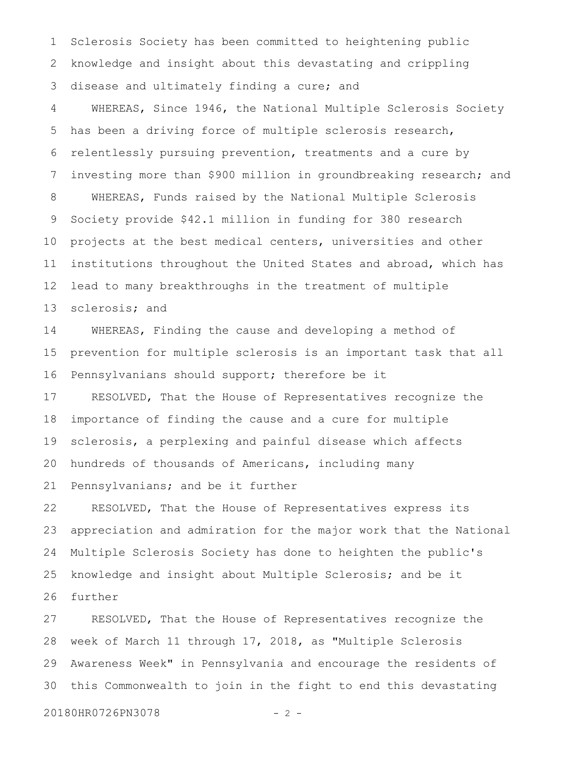Sclerosis Society has been committed to heightening public knowledge and insight about this devastating and crippling disease and ultimately finding a cure; and

WHEREAS, Since 1946, the National Multiple Sclerosis Society has been a driving force of multiple sclerosis research, relentlessly pursuing prevention, treatments and a cure by investing more than $900 million in groundbreaking research; and

WHEREAS, Funds raised by the National Multiple Sclerosis Society provide $42.1 million in funding for 380 research projects at the best medical centers, universities and other institutions throughout the United States and abroad, which has lead to many breakthroughs in the treatment of multiple sclerosis; and

WHEREAS, Finding the cause and developing a method of prevention for multiple sclerosis is an important task that all Pennsylvanians should support; therefore be it

RESOLVED, That the House of Representatives recognize the importance of finding the cause and a cure for multiple sclerosis, a perplexing and painful disease which affects hundreds of thousands of Americans, including many Pennsylvanians; and be it further

RESOLVED, That the House of Representatives express its appreciation and admiration for the major work that the National Multiple Sclerosis Society has done to heighten the public's knowledge and insight about Multiple Sclerosis; and be it further

RESOLVED, That the House of Representatives recognize the week of March 11 through 17, 2018, as "Multiple Sclerosis Awareness Week" in Pennsylvania and encourage the residents of this Commonwealth to join in the fight to end this devastating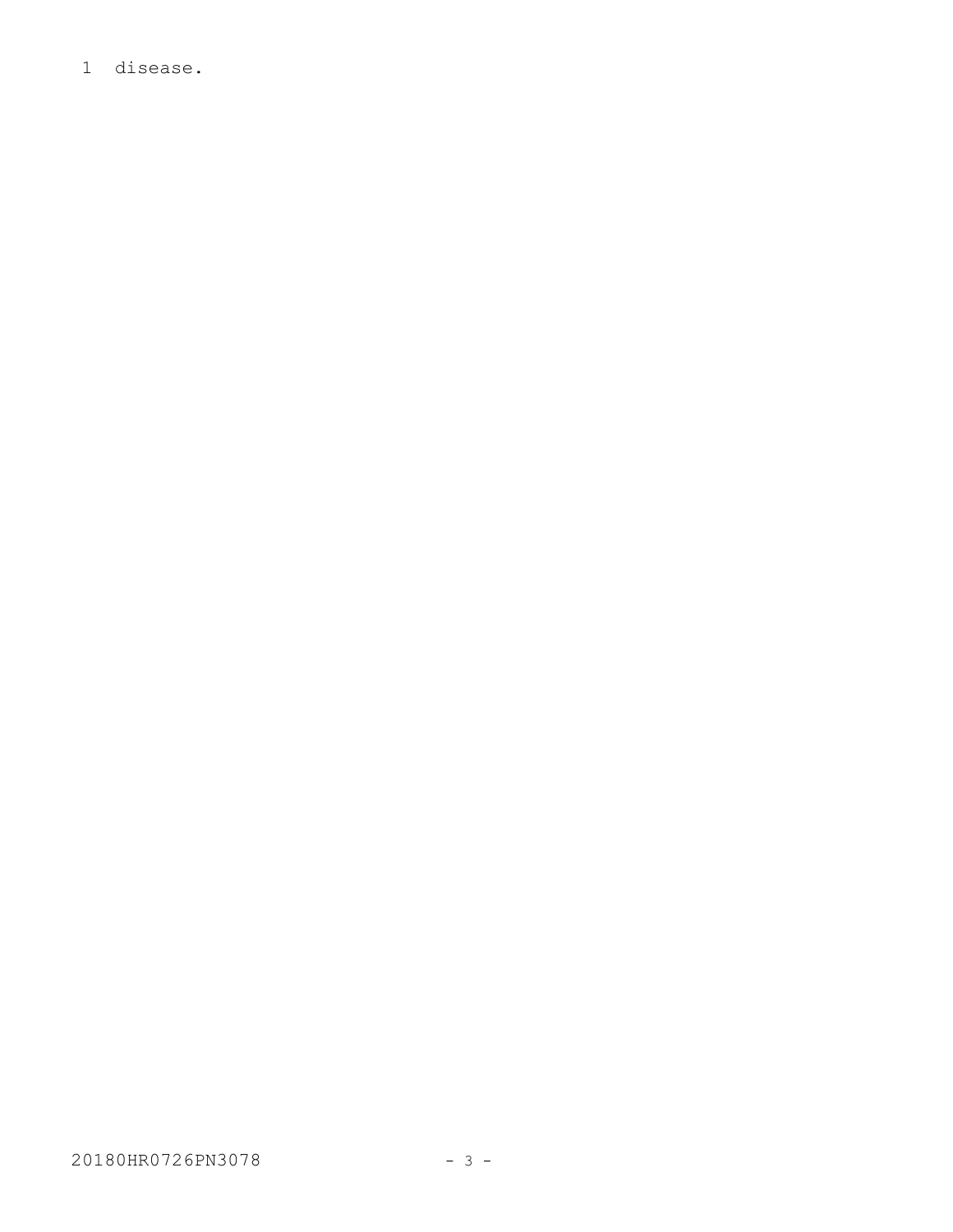disease.